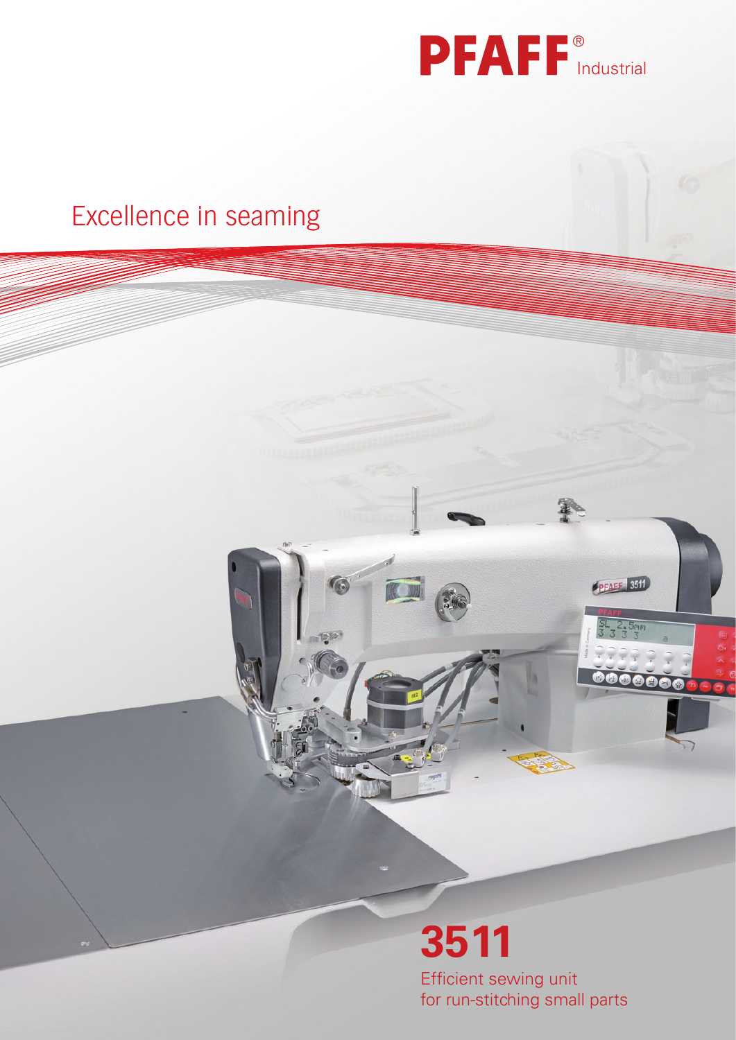PFAFF® Industrial

Excellence in seaming

# 3511

Efficient sewing unit
for run-stitching small parts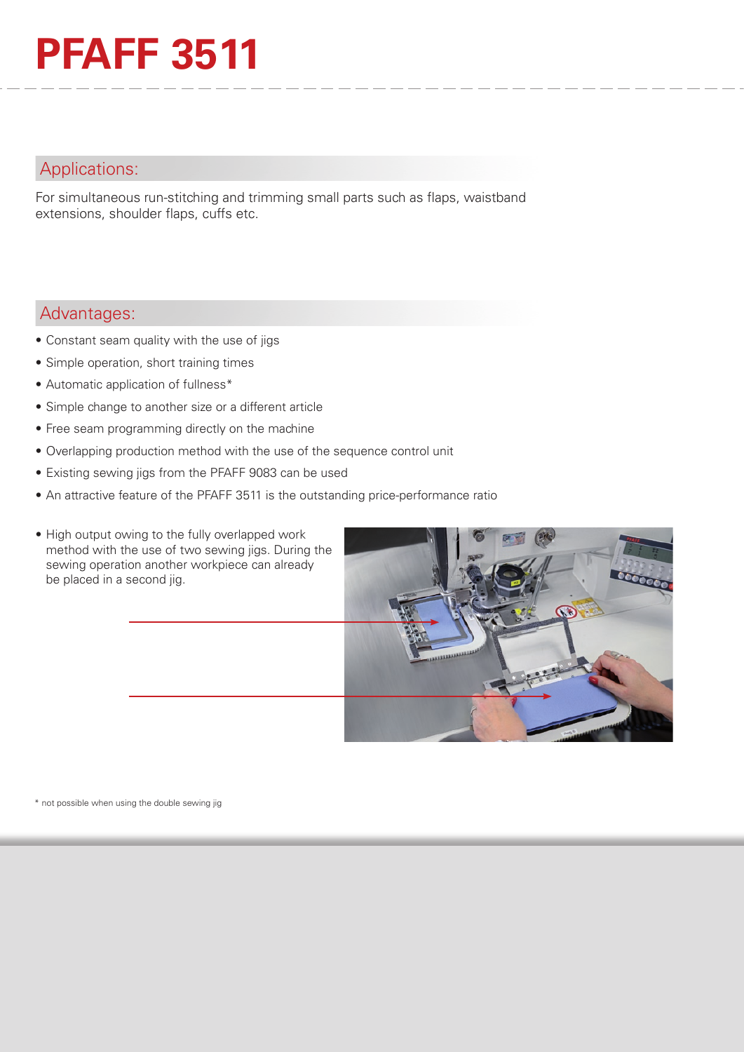# PFAFF 3511

## Applications:

For simultaneous run-stitching and trimming small parts such as flaps, waistband extensions, shoulder flaps, cuffs etc.

## Advantages:

- Constant seam quality with the use of jigs
- Simple operation, short training times
- Automatic application of fullness*
- Simple change to another size or a different article
- Free seam programming directly on the machine
- Overlapping production method with the use of the sequence control unit
- Existing sewing jigs from the PFAFF 9083 can be used
- An attractive feature of the PFAFF 3511 is the outstanding price-performance ratio

- High output owing to the fully overlapped work method with the use of two sewing jigs. During the sewing operation another workpiece can already be placed in a second jig.

* not possible when using the double sewing jig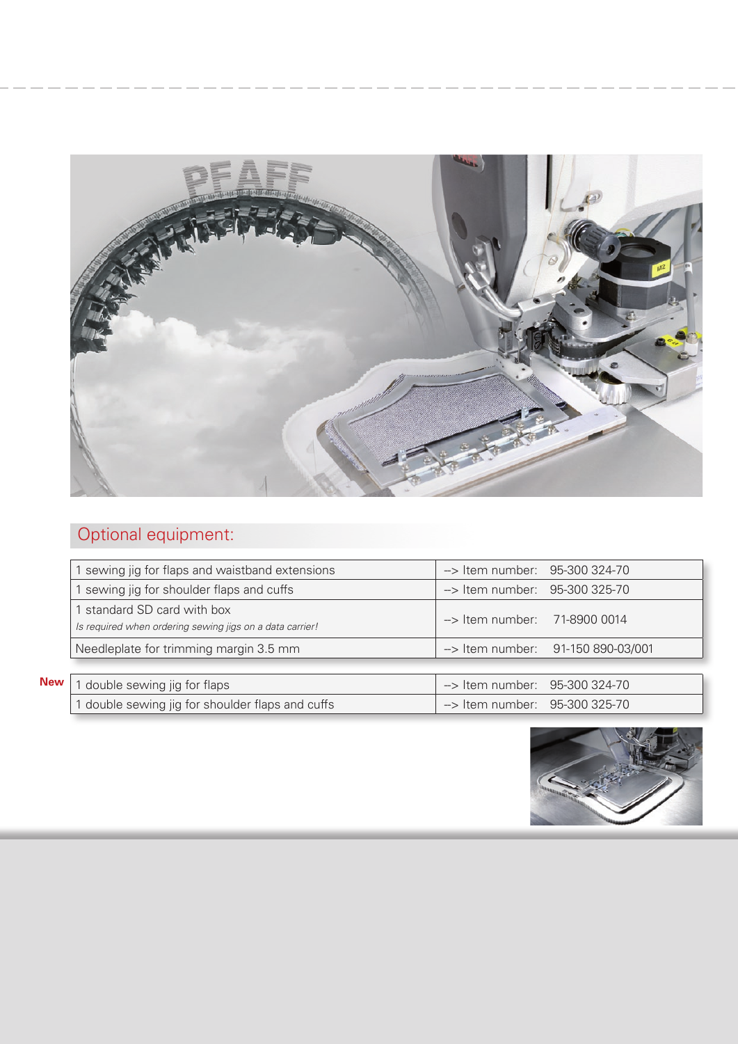## Optional equipment:

| | |
|---|---|
| 1 sewing jig for flaps and waistband extensions | –> Item number: 95-300 324-70 |
| 1 sewing jig for shoulder flaps and cuffs | –> Item number: 95-300 325-70 |
| 1 standard SD card with box<br>*Is required when ordering sewing jigs on a data carrier!* | –> Item number: 71-8900 0014 |
| Needleplate for trimming margin 3.5 mm | –> Item number: 91-150 890-03/001 |

**New**

| | |
|---|---|
| 1 double sewing jig for flaps | –> Item number: 95-300 324-70 |
| 1 double sewing jig for shoulder flaps and cuffs | –> Item number: 95-300 325-70 |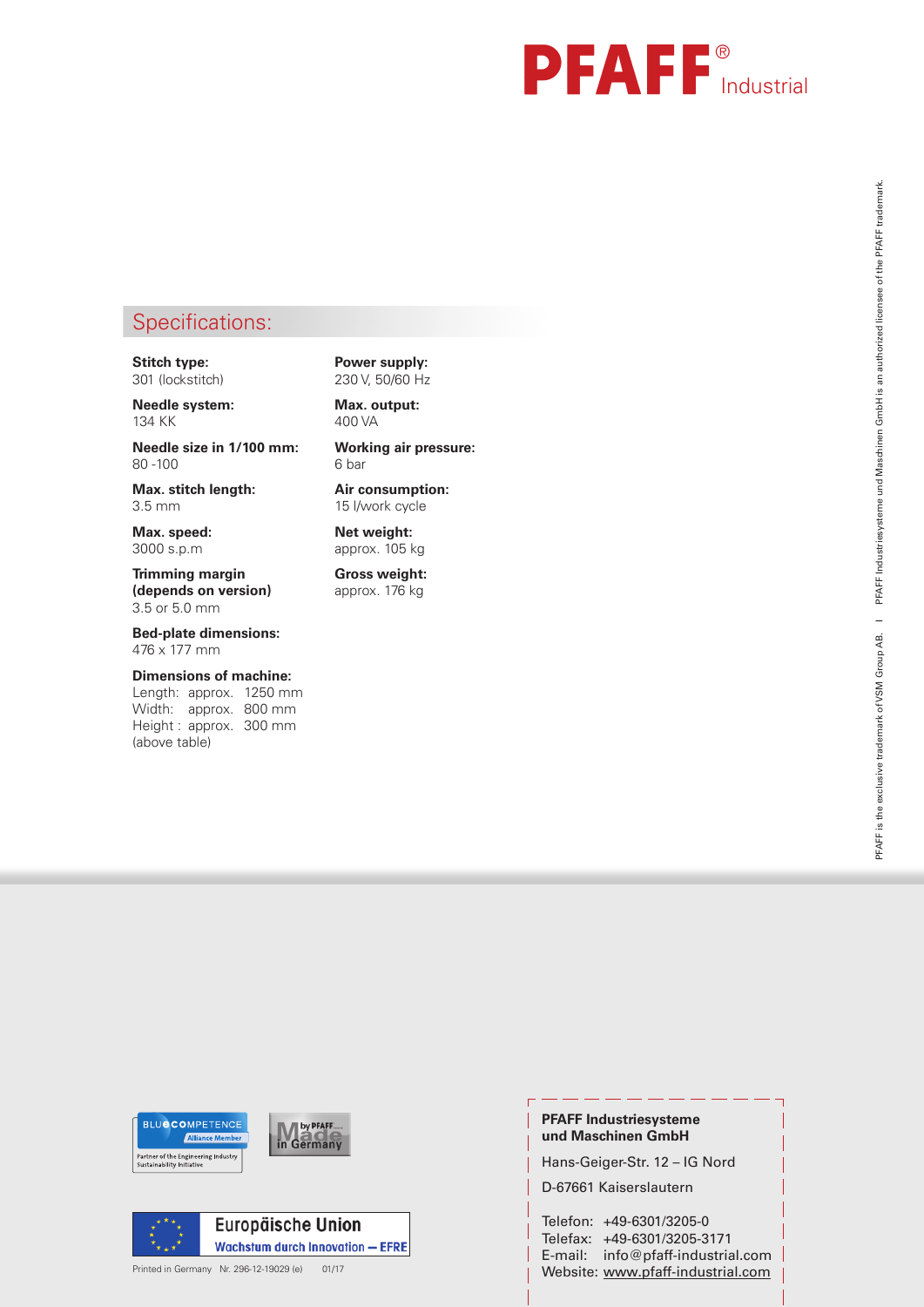PFAFF® Industrial

## Specifications:

**Stitch type:**
301 (lockstitch)

**Needle system:**
134 KK

**Needle size in 1/100 mm:**
80 -100

**Max. stitch length:**
3.5 mm

**Max. speed:**
3000 s.p.m

**Trimming margin (depends on version)**
3.5 or 5.0 mm

**Bed-plate dimensions:**
476 x 177 mm

**Dimensions of machine:**
Length: approx. 1250 mm
Width: approx. 800 mm
Height : approx. 300 mm
(above table)

**Power supply:**
230 V, 50/60 Hz

**Max. output:**
400 VA

**Working air pressure:**
6 bar

**Air consumption:**
15 l/work cycle

**Net weight:**
approx. 105 kg

**Gross weight:**
approx. 176 kg

PFAFF is the exclusive trademark of VSM Group AB. | PFAFF Industriesysteme und Maschinen GmbH is an authorized licensee of the PFAFF trademark.

BLUECOMPETENCE Alliance Member
Partner of the Engineering Industry Sustainability Initiative

Made by PFAFF in Germany

Europäische Union
Wachstum durch Innovation – EFRE

Printed in Germany Nr. 296-12-19029 (e) 01/17

**PFAFF Industriesysteme und Maschinen GmbH**

Hans-Geiger-Str. 12 – IG Nord

D-67661 Kaiserslautern

Telefon: +49-6301/3205-0
Telefax: +49-6301/3205-3171
E-mail: info@pfaff-industrial.com
Website: www.pfaff-industrial.com